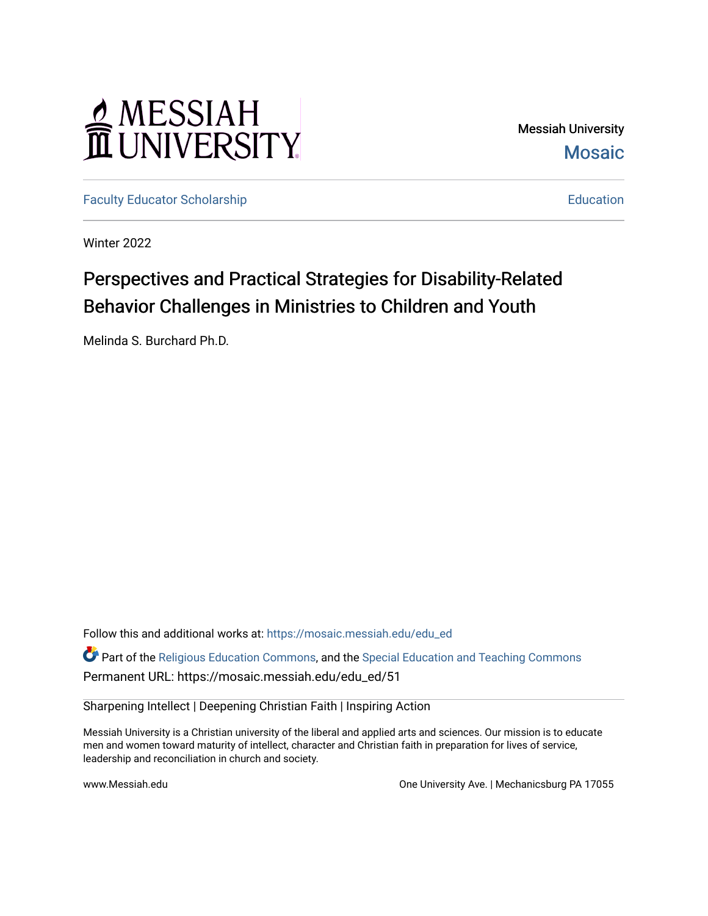Messiah University
Mosaic

Faculty Educator Scholarship | Education

Winter 2022

# Perspectives and Practical Strategies for Disability-Related Behavior Challenges in Ministries to Children and Youth

Melinda S. Burchard Ph.D.

Follow this and additional works at: https://mosaic.messiah.edu/edu_ed

Part of the Religious Education Commons, and the Special Education and Teaching Commons

Permanent URL: https://mosaic.messiah.edu/edu_ed/51

Sharpening Intellect | Deepening Christian Faith | Inspiring Action

Messiah University is a Christian university of the liberal and applied arts and sciences. Our mission is to educate men and women toward maturity of intellect, character and Christian faith in preparation for lives of service, leadership and reconciliation in church and society.

www.Messiah.edu | One University Ave. | Mechanicsburg PA 17055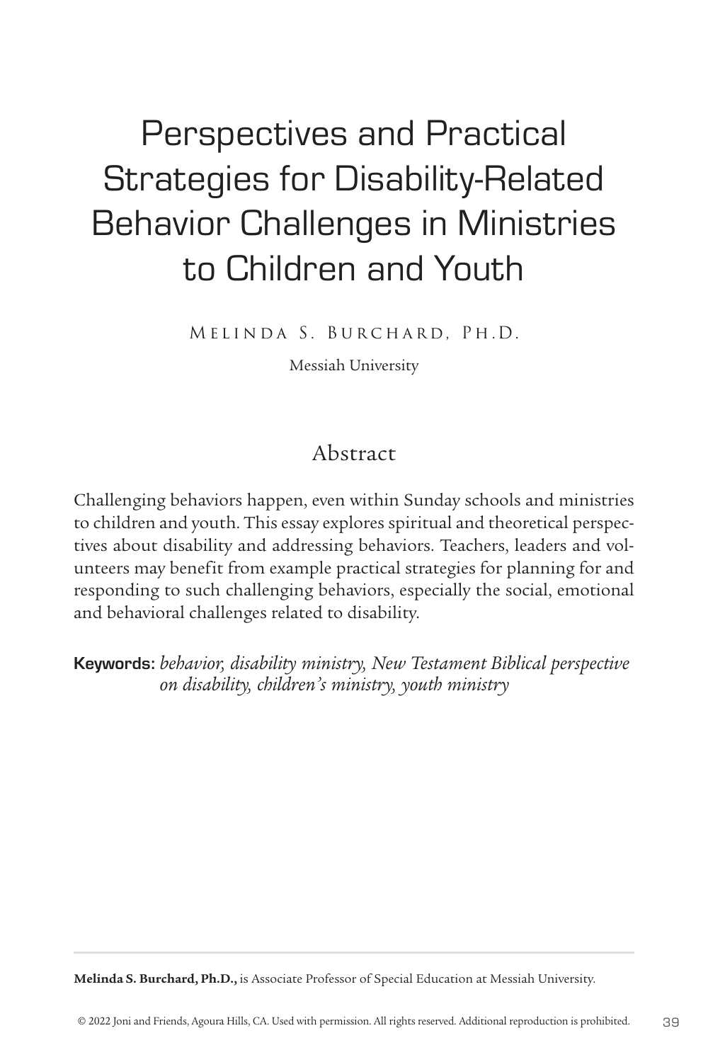# Perspectives and Practical Strategies for Disability-Related Behavior Challenges in Ministries to Children and Youth

Melinda S. Burchard, Ph.D.

Messiah University

## Abstract

Challenging behaviors happen, even within Sunday schools and ministries to children and youth. This essay explores spiritual and theoretical perspectives about disability and addressing behaviors. Teachers, leaders and volunteers may benefit from example practical strategies for planning for and responding to such challenging behaviors, especially the social, emotional and behavioral challenges related to disability.

**Keywords:** *behavior, disability ministry, New Testament Biblical perspective on disability, children's ministry, youth ministry*

---

**Melinda S. Burchard, Ph.D.,** is Associate Professor of Special Education at Messiah University.

© 2022 Joni and Friends, Agoura Hills, CA. Used with permission. All rights reserved. Additional reproduction is prohibited.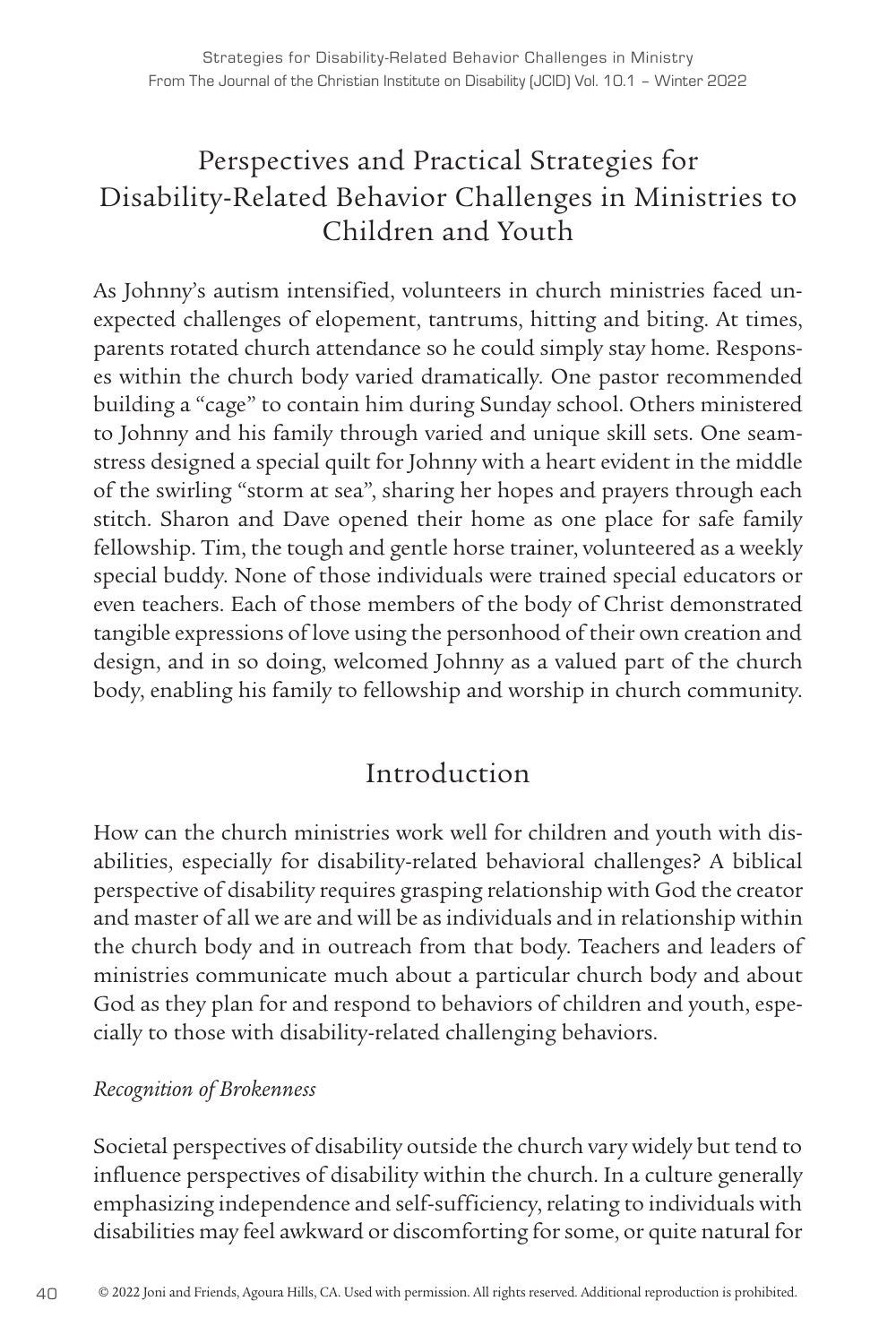# Perspectives and Practical Strategies for Disability-Related Behavior Challenges in Ministries to Children and Youth

As Johnny's autism intensified, volunteers in church ministries faced unexpected challenges of elopement, tantrums, hitting and biting. At times, parents rotated church attendance so he could simply stay home. Responses within the church body varied dramatically. One pastor recommended building a "cage" to contain him during Sunday school. Others ministered to Johnny and his family through varied and unique skill sets. One seamstress designed a special quilt for Johnny with a heart evident in the middle of the swirling "storm at sea", sharing her hopes and prayers through each stitch. Sharon and Dave opened their home as one place for safe family fellowship. Tim, the tough and gentle horse trainer, volunteered as a weekly special buddy. None of those individuals were trained special educators or even teachers. Each of those members of the body of Christ demonstrated tangible expressions of love using the personhood of their own creation and design, and in so doing, welcomed Johnny as a valued part of the church body, enabling his family to fellowship and worship in church community.

## Introduction

How can the church ministries work well for children and youth with disabilities, especially for disability-related behavioral challenges? A biblical perspective of disability requires grasping relationship with God the creator and master of all we are and will be as individuals and in relationship within the church body and in outreach from that body. Teachers and leaders of ministries communicate much about a particular church body and about God as they plan for and respond to behaviors of children and youth, especially to those with disability-related challenging behaviors.

### *Recognition of Brokenness*

Societal perspectives of disability outside the church vary widely but tend to influence perspectives of disability within the church. In a culture generally emphasizing independence and self-sufficiency, relating to individuals with disabilities may feel awkward or discomforting for some, or quite natural for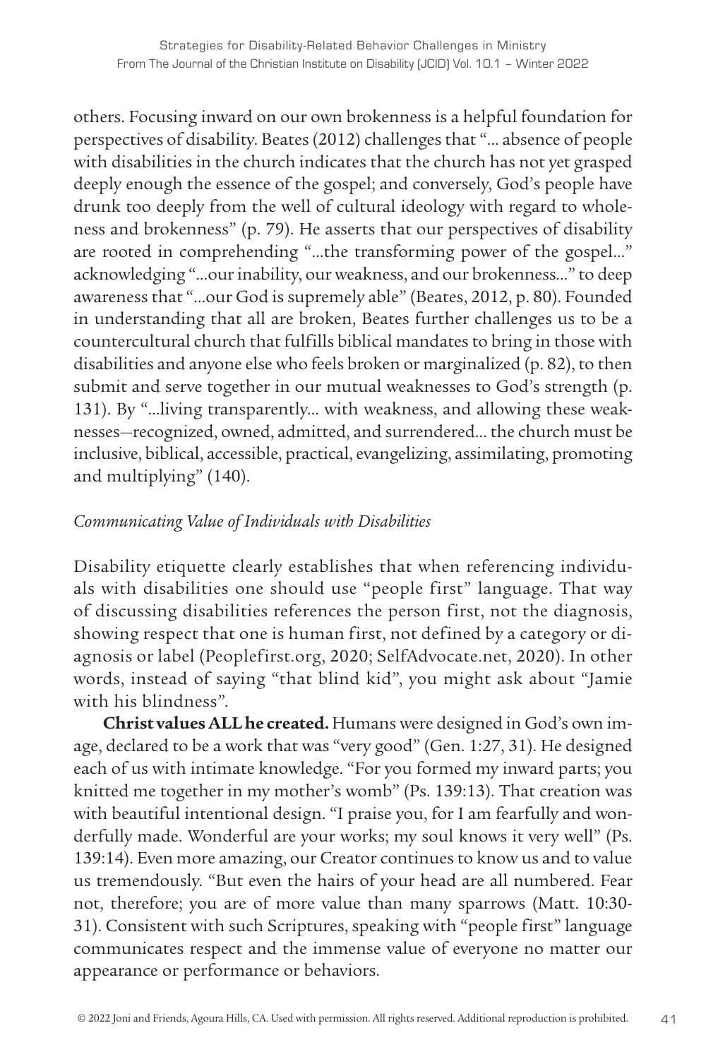others. Focusing inward on our own brokenness is a helpful foundation for perspectives of disability. Beates (2012) challenges that "... absence of people with disabilities in the church indicates that the church has not yet grasped deeply enough the essence of the gospel; and conversely, God's people have drunk too deeply from the well of cultural ideology with regard to wholeness and brokenness" (p. 79). He asserts that our perspectives of disability are rooted in comprehending "...the transforming power of the gospel..." acknowledging "...our inability, our weakness, and our brokenness..." to deep awareness that "...our God is supremely able" (Beates, 2012, p. 80). Founded in understanding that all are broken, Beates further challenges us to be a countercultural church that fulfills biblical mandates to bring in those with disabilities and anyone else who feels broken or marginalized (p. 82), to then submit and serve together in our mutual weaknesses to God's strength (p. 131). By "...living transparently... with weakness, and allowing these weaknesses—recognized, owned, admitted, and surrendered... the church must be inclusive, biblical, accessible, practical, evangelizing, assimilating, promoting and multiplying" (140).

*Communicating Value of Individuals with Disabilities*

Disability etiquette clearly establishes that when referencing individuals with disabilities one should use "people first" language. That way of discussing disabilities references the person first, not the diagnosis, showing respect that one is human first, not defined by a category or diagnosis or label (Peoplefirst.org, 2020; SelfAdvocate.net, 2020). In other words, instead of saying "that blind kid", you might ask about "Jamie with his blindness".

**Christ values ALL he created.** Humans were designed in God's own image, declared to be a work that was "very good" (Gen. 1:27, 31). He designed each of us with intimate knowledge. "For you formed my inward parts; you knitted me together in my mother's womb" (Ps. 139:13). That creation was with beautiful intentional design. "I praise you, for I am fearfully and wonderfully made. Wonderful are your works; my soul knows it very well" (Ps. 139:14). Even more amazing, our Creator continues to know us and to value us tremendously. "But even the hairs of your head are all numbered. Fear not, therefore; you are of more value than many sparrows (Matt. 10:30-31). Consistent with such Scriptures, speaking with "people first" language communicates respect and the immense value of everyone no matter our appearance or performance or behaviors.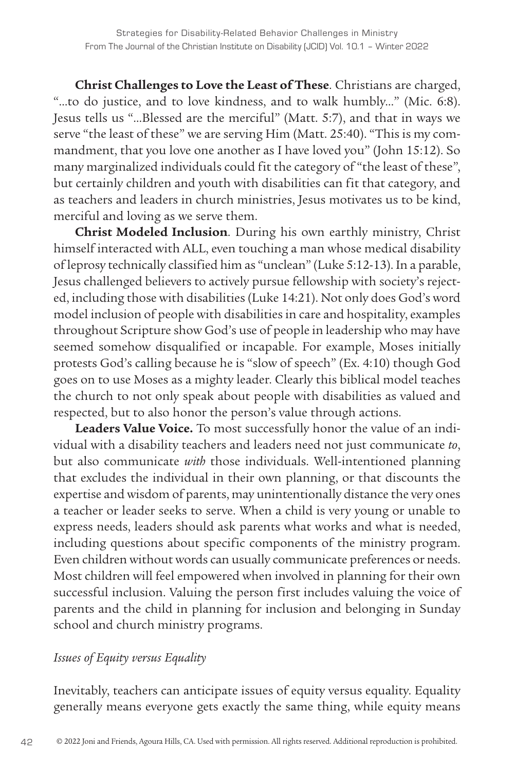**Christ Challenges to Love the Least of These**. Christians are charged, "...to do justice, and to love kindness, and to walk humbly..." (Mic. 6:8). Jesus tells us "...Blessed are the merciful" (Matt. 5:7), and that in ways we serve "the least of these" we are serving Him (Matt. 25:40). "This is my commandment, that you love one another as I have loved you" (John 15:12). So many marginalized individuals could fit the category of "the least of these", but certainly children and youth with disabilities can fit that category, and as teachers and leaders in church ministries, Jesus motivates us to be kind, merciful and loving as we serve them.

**Christ Modeled Inclusion**. During his own earthly ministry, Christ himself interacted with ALL, even touching a man whose medical disability of leprosy technically classified him as "unclean" (Luke 5:12-13). In a parable, Jesus challenged believers to actively pursue fellowship with society's rejected, including those with disabilities (Luke 14:21). Not only does God's word model inclusion of people with disabilities in care and hospitality, examples throughout Scripture show God's use of people in leadership who may have seemed somehow disqualified or incapable. For example, Moses initially protests God's calling because he is "slow of speech" (Ex. 4:10) though God goes on to use Moses as a mighty leader. Clearly this biblical model teaches the church to not only speak about people with disabilities as valued and respected, but to also honor the person's value through actions.

**Leaders Value Voice.** To most successfully honor the value of an individual with a disability teachers and leaders need not just communicate *to*, but also communicate *with* those individuals. Well-intentioned planning that excludes the individual in their own planning, or that discounts the expertise and wisdom of parents, may unintentionally distance the very ones a teacher or leader seeks to serve. When a child is very young or unable to express needs, leaders should ask parents what works and what is needed, including questions about specific components of the ministry program. Even children without words can usually communicate preferences or needs. Most children will feel empowered when involved in planning for their own successful inclusion. Valuing the person first includes valuing the voice of parents and the child in planning for inclusion and belonging in Sunday school and church ministry programs.

*Issues of Equity versus Equality*

Inevitably, teachers can anticipate issues of equity versus equality. Equality generally means everyone gets exactly the same thing, while equity means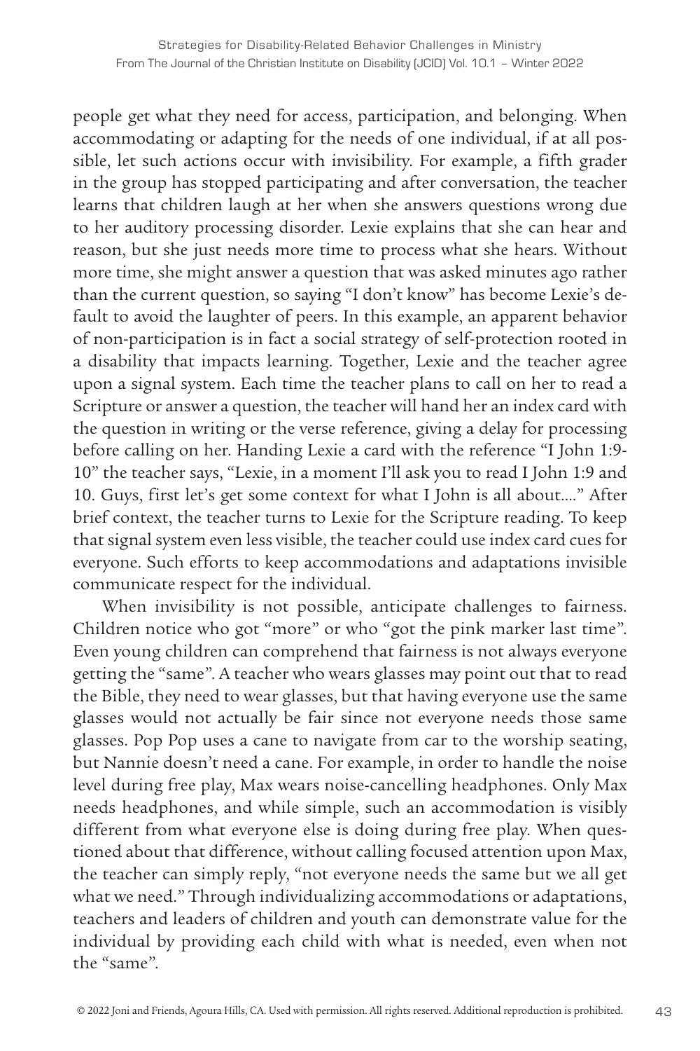people get what they need for access, participation, and belonging. When accommodating or adapting for the needs of one individual, if at all possible, let such actions occur with invisibility. For example, a fifth grader in the group has stopped participating and after conversation, the teacher learns that children laugh at her when she answers questions wrong due to her auditory processing disorder. Lexie explains that she can hear and reason, but she just needs more time to process what she hears. Without more time, she might answer a question that was asked minutes ago rather than the current question, so saying "I don't know" has become Lexie's default to avoid the laughter of peers. In this example, an apparent behavior of non-participation is in fact a social strategy of self-protection rooted in a disability that impacts learning. Together, Lexie and the teacher agree upon a signal system. Each time the teacher plans to call on her to read a Scripture or answer a question, the teacher will hand her an index card with the question in writing or the verse reference, giving a delay for processing before calling on her. Handing Lexie a card with the reference "I John 1:9-10" the teacher says, "Lexie, in a moment I'll ask you to read I John 1:9 and 10. Guys, first let's get some context for what I John is all about...." After brief context, the teacher turns to Lexie for the Scripture reading. To keep that signal system even less visible, the teacher could use index card cues for everyone. Such efforts to keep accommodations and adaptations invisible communicate respect for the individual.

When invisibility is not possible, anticipate challenges to fairness. Children notice who got "more" or who "got the pink marker last time". Even young children can comprehend that fairness is not always everyone getting the "same". A teacher who wears glasses may point out that to read the Bible, they need to wear glasses, but that having everyone use the same glasses would not actually be fair since not everyone needs those same glasses. Pop Pop uses a cane to navigate from car to the worship seating, but Nannie doesn't need a cane. For example, in order to handle the noise level during free play, Max wears noise-cancelling headphones. Only Max needs headphones, and while simple, such an accommodation is visibly different from what everyone else is doing during free play. When questioned about that difference, without calling focused attention upon Max, the teacher can simply reply, "not everyone needs the same but we all get what we need." Through individualizing accommodations or adaptations, teachers and leaders of children and youth can demonstrate value for the individual by providing each child with what is needed, even when not the "same".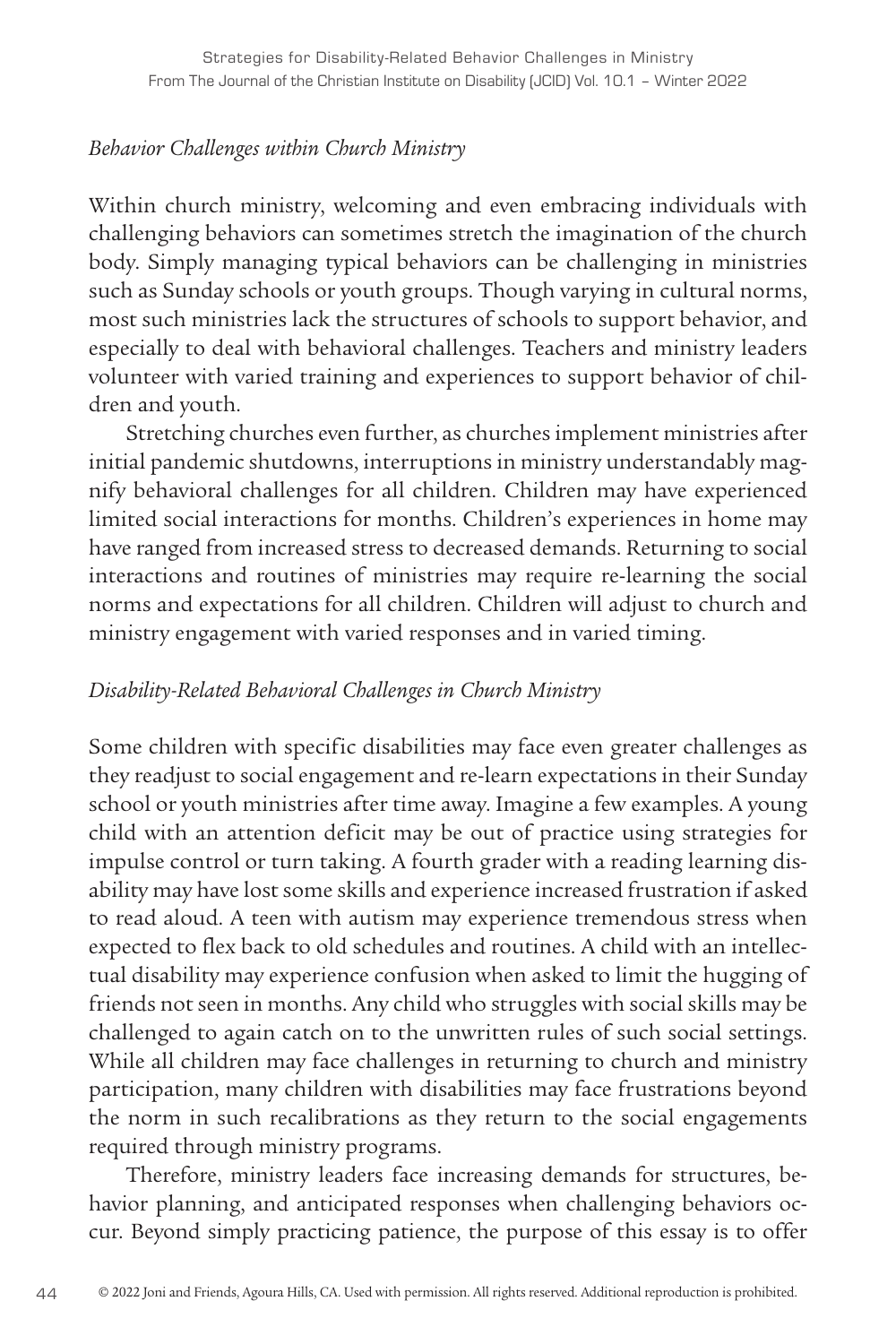*Behavior Challenges within Church Ministry*

Within church ministry, welcoming and even embracing individuals with challenging behaviors can sometimes stretch the imagination of the church body. Simply managing typical behaviors can be challenging in ministries such as Sunday schools or youth groups. Though varying in cultural norms, most such ministries lack the structures of schools to support behavior, and especially to deal with behavioral challenges. Teachers and ministry leaders volunteer with varied training and experiences to support behavior of children and youth.

Stretching churches even further, as churches implement ministries after initial pandemic shutdowns, interruptions in ministry understandably magnify behavioral challenges for all children. Children may have experienced limited social interactions for months. Children's experiences in home may have ranged from increased stress to decreased demands. Returning to social interactions and routines of ministries may require re-learning the social norms and expectations for all children. Children will adjust to church and ministry engagement with varied responses and in varied timing.

*Disability-Related Behavioral Challenges in Church Ministry*

Some children with specific disabilities may face even greater challenges as they readjust to social engagement and re-learn expectations in their Sunday school or youth ministries after time away. Imagine a few examples. A young child with an attention deficit may be out of practice using strategies for impulse control or turn taking. A fourth grader with a reading learning disability may have lost some skills and experience increased frustration if asked to read aloud. A teen with autism may experience tremendous stress when expected to flex back to old schedules and routines. A child with an intellectual disability may experience confusion when asked to limit the hugging of friends not seen in months. Any child who struggles with social skills may be challenged to again catch on to the unwritten rules of such social settings. While all children may face challenges in returning to church and ministry participation, many children with disabilities may face frustrations beyond the norm in such recalibrations as they return to the social engagements required through ministry programs.

Therefore, ministry leaders face increasing demands for structures, behavior planning, and anticipated responses when challenging behaviors occur. Beyond simply practicing patience, the purpose of this essay is to offer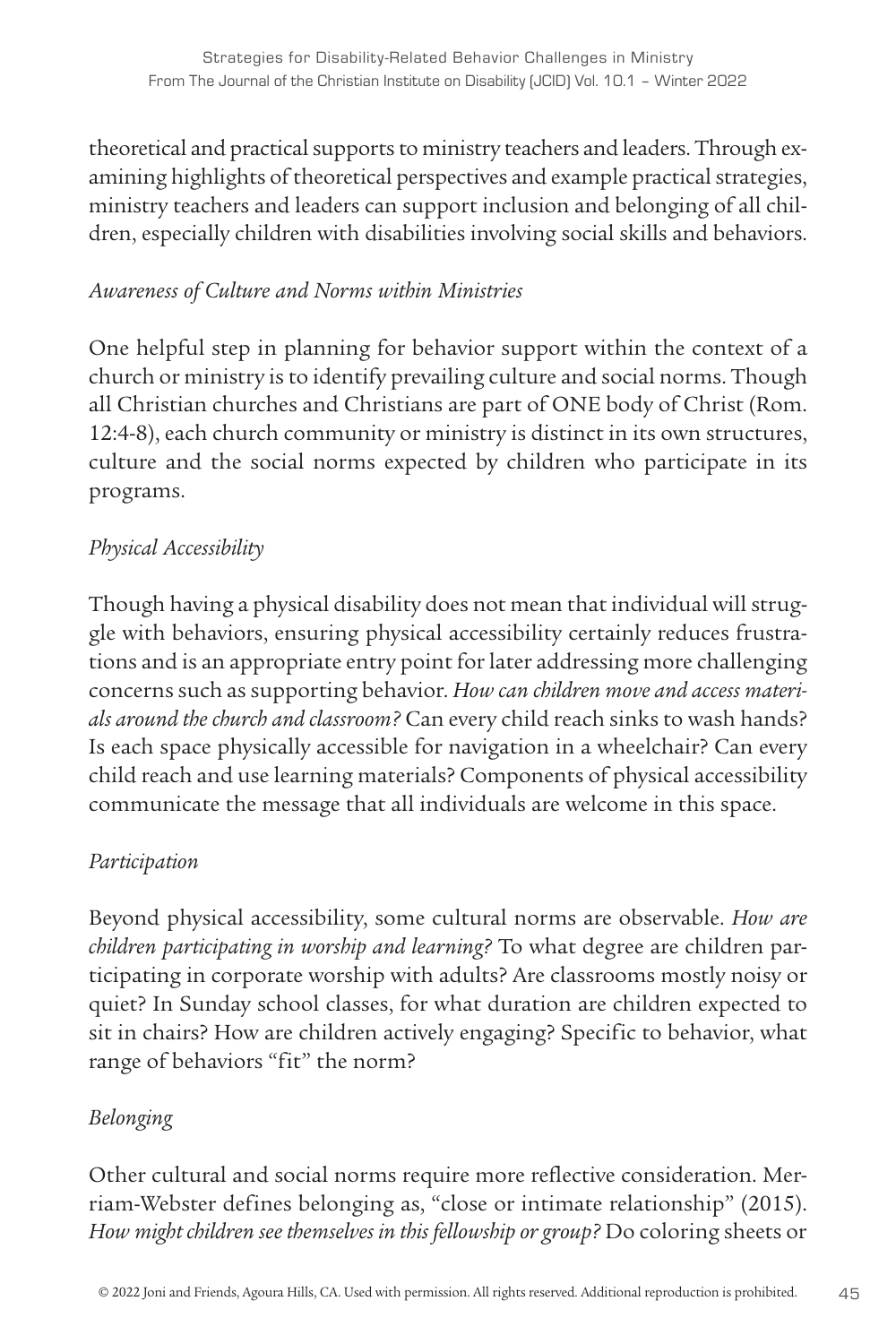theoretical and practical supports to ministry teachers and leaders. Through examining highlights of theoretical perspectives and example practical strategies, ministry teachers and leaders can support inclusion and belonging of all children, especially children with disabilities involving social skills and behaviors.

*Awareness of Culture and Norms within Ministries*

One helpful step in planning for behavior support within the context of a church or ministry is to identify prevailing culture and social norms. Though all Christian churches and Christians are part of ONE body of Christ (Rom. 12:4-8), each church community or ministry is distinct in its own structures, culture and the social norms expected by children who participate in its programs.

*Physical Accessibility*

Though having a physical disability does not mean that individual will struggle with behaviors, ensuring physical accessibility certainly reduces frustrations and is an appropriate entry point for later addressing more challenging concerns such as supporting behavior. *How can children move and access materials around the church and classroom?* Can every child reach sinks to wash hands? Is each space physically accessible for navigation in a wheelchair? Can every child reach and use learning materials? Components of physical accessibility communicate the message that all individuals are welcome in this space.

*Participation*

Beyond physical accessibility, some cultural norms are observable. *How are children participating in worship and learning?* To what degree are children participating in corporate worship with adults? Are classrooms mostly noisy or quiet? In Sunday school classes, for what duration are children expected to sit in chairs? How are children actively engaging? Specific to behavior, what range of behaviors "fit" the norm?

*Belonging*

Other cultural and social norms require more reflective consideration. Merriam-Webster defines belonging as, "close or intimate relationship" (2015). *How might children see themselves in this fellowship or group?* Do coloring sheets or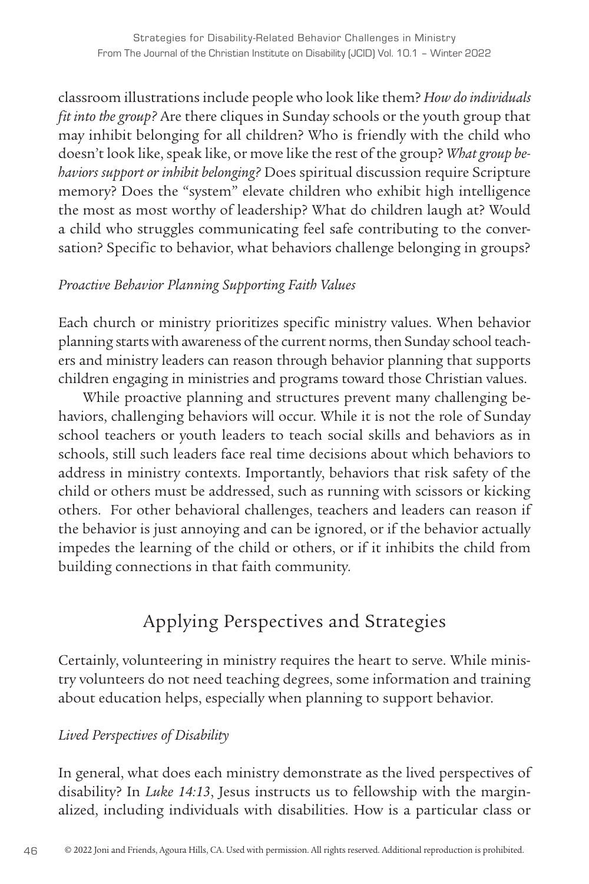classroom illustrations include people who look like them? *How do individuals fit into the group?* Are there cliques in Sunday schools or the youth group that may inhibit belonging for all children? Who is friendly with the child who doesn't look like, speak like, or move like the rest of the group? *What group behaviors support or inhibit belonging?* Does spiritual discussion require Scripture memory? Does the "system" elevate children who exhibit high intelligence the most as most worthy of leadership? What do children laugh at? Would a child who struggles communicating feel safe contributing to the conversation? Specific to behavior, what behaviors challenge belonging in groups?

### *Proactive Behavior Planning Supporting Faith Values*

Each church or ministry prioritizes specific ministry values. When behavior planning starts with awareness of the current norms, then Sunday school teachers and ministry leaders can reason through behavior planning that supports children engaging in ministries and programs toward those Christian values.

While proactive planning and structures prevent many challenging behaviors, challenging behaviors will occur. While it is not the role of Sunday school teachers or youth leaders to teach social skills and behaviors as in schools, still such leaders face real time decisions about which behaviors to address in ministry contexts. Importantly, behaviors that risk safety of the child or others must be addressed, such as running with scissors or kicking others. For other behavioral challenges, teachers and leaders can reason if the behavior is just annoying and can be ignored, or if the behavior actually impedes the learning of the child or others, or if it inhibits the child from building connections in that faith community.

## Applying Perspectives and Strategies

Certainly, volunteering in ministry requires the heart to serve. While ministry volunteers do not need teaching degrees, some information and training about education helps, especially when planning to support behavior.

### *Lived Perspectives of Disability*

In general, what does each ministry demonstrate as the lived perspectives of disability? In *Luke 14:13*, Jesus instructs us to fellowship with the marginalized, including individuals with disabilities. How is a particular class or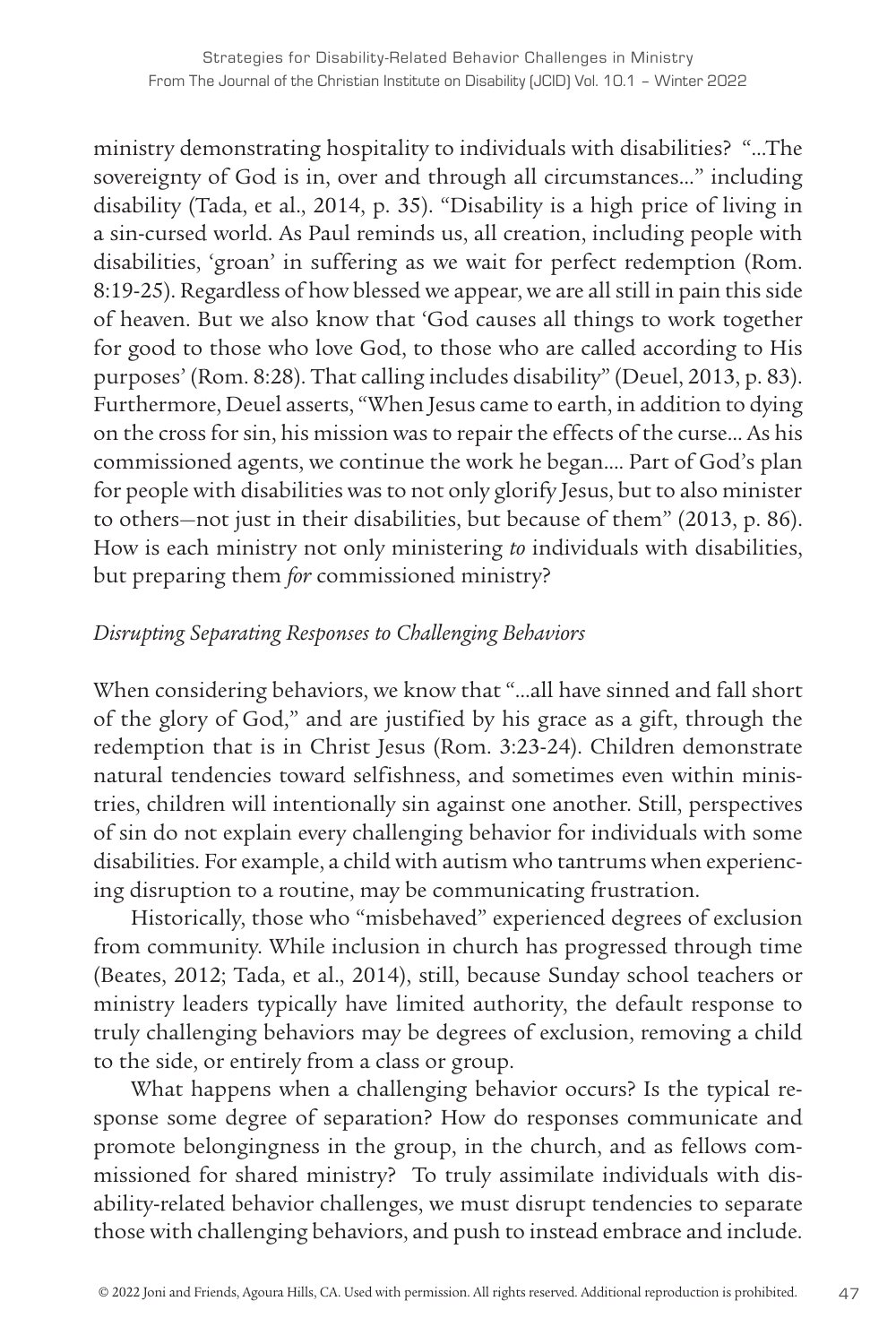ministry demonstrating hospitality to individuals with disabilities? "...The sovereignty of God is in, over and through all circumstances..." including disability (Tada, et al., 2014, p. 35). "Disability is a high price of living in a sin-cursed world. As Paul reminds us, all creation, including people with disabilities, 'groan' in suffering as we wait for perfect redemption (Rom. 8:19-25). Regardless of how blessed we appear, we are all still in pain this side of heaven. But we also know that 'God causes all things to work together for good to those who love God, to those who are called according to His purposes' (Rom. 8:28). That calling includes disability" (Deuel, 2013, p. 83). Furthermore, Deuel asserts, "When Jesus came to earth, in addition to dying on the cross for sin, his mission was to repair the effects of the curse... As his commissioned agents, we continue the work he began.... Part of God's plan for people with disabilities was to not only glorify Jesus, but to also minister to others—not just in their disabilities, but because of them" (2013, p. 86). How is each ministry not only ministering *to* individuals with disabilities, but preparing them *for* commissioned ministry?

*Disrupting Separating Responses to Challenging Behaviors*

When considering behaviors, we know that "...all have sinned and fall short of the glory of God," and are justified by his grace as a gift, through the redemption that is in Christ Jesus (Rom. 3:23-24). Children demonstrate natural tendencies toward selfishness, and sometimes even within ministries, children will intentionally sin against one another. Still, perspectives of sin do not explain every challenging behavior for individuals with some disabilities. For example, a child with autism who tantrums when experiencing disruption to a routine, may be communicating frustration.

Historically, those who "misbehaved" experienced degrees of exclusion from community. While inclusion in church has progressed through time (Beates, 2012; Tada, et al., 2014), still, because Sunday school teachers or ministry leaders typically have limited authority, the default response to truly challenging behaviors may be degrees of exclusion, removing a child to the side, or entirely from a class or group.

What happens when a challenging behavior occurs? Is the typical response some degree of separation? How do responses communicate and promote belongingness in the group, in the church, and as fellows commissioned for shared ministry? To truly assimilate individuals with disability-related behavior challenges, we must disrupt tendencies to separate those with challenging behaviors, and push to instead embrace and include.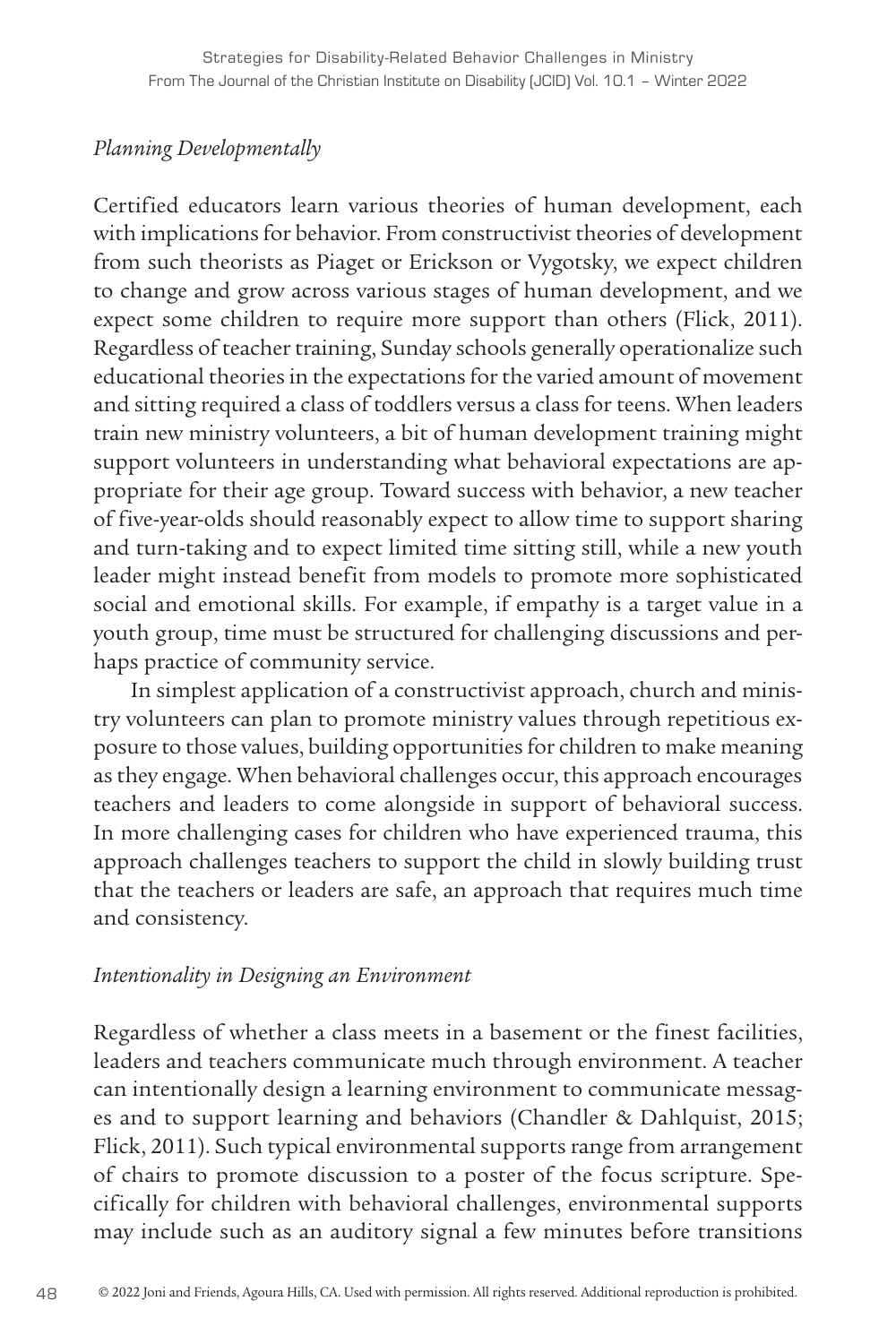*Planning Developmentally*

Certified educators learn various theories of human development, each with implications for behavior. From constructivist theories of development from such theorists as Piaget or Erickson or Vygotsky, we expect children to change and grow across various stages of human development, and we expect some children to require more support than others (Flick, 2011). Regardless of teacher training, Sunday schools generally operationalize such educational theories in the expectations for the varied amount of movement and sitting required a class of toddlers versus a class for teens. When leaders train new ministry volunteers, a bit of human development training might support volunteers in understanding what behavioral expectations are appropriate for their age group. Toward success with behavior, a new teacher of five-year-olds should reasonably expect to allow time to support sharing and turn-taking and to expect limited time sitting still, while a new youth leader might instead benefit from models to promote more sophisticated social and emotional skills. For example, if empathy is a target value in a youth group, time must be structured for challenging discussions and perhaps practice of community service.

In simplest application of a constructivist approach, church and ministry volunteers can plan to promote ministry values through repetitious exposure to those values, building opportunities for children to make meaning as they engage. When behavioral challenges occur, this approach encourages teachers and leaders to come alongside in support of behavioral success. In more challenging cases for children who have experienced trauma, this approach challenges teachers to support the child in slowly building trust that the teachers or leaders are safe, an approach that requires much time and consistency.

*Intentionality in Designing an Environment*

Regardless of whether a class meets in a basement or the finest facilities, leaders and teachers communicate much through environment. A teacher can intentionally design a learning environment to communicate messages and to support learning and behaviors (Chandler & Dahlquist, 2015; Flick, 2011). Such typical environmental supports range from arrangement of chairs to promote discussion to a poster of the focus scripture. Specifically for children with behavioral challenges, environmental supports may include such as an auditory signal a few minutes before transitions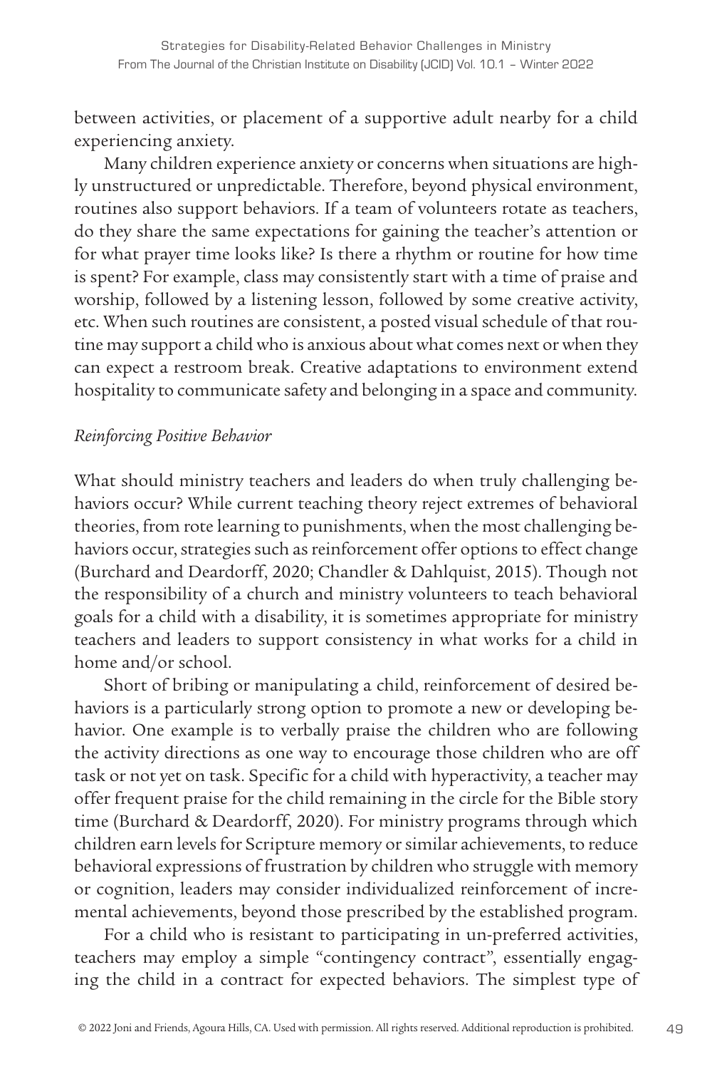between activities, or placement of a supportive adult nearby for a child experiencing anxiety.

Many children experience anxiety or concerns when situations are highly unstructured or unpredictable. Therefore, beyond physical environment, routines also support behaviors. If a team of volunteers rotate as teachers, do they share the same expectations for gaining the teacher's attention or for what prayer time looks like? Is there a rhythm or routine for how time is spent? For example, class may consistently start with a time of praise and worship, followed by a listening lesson, followed by some creative activity, etc. When such routines are consistent, a posted visual schedule of that routine may support a child who is anxious about what comes next or when they can expect a restroom break. Creative adaptations to environment extend hospitality to communicate safety and belonging in a space and community.

*Reinforcing Positive Behavior*

What should ministry teachers and leaders do when truly challenging behaviors occur? While current teaching theory reject extremes of behavioral theories, from rote learning to punishments, when the most challenging behaviors occur, strategies such as reinforcement offer options to effect change (Burchard and Deardorff, 2020; Chandler & Dahlquist, 2015). Though not the responsibility of a church and ministry volunteers to teach behavioral goals for a child with a disability, it is sometimes appropriate for ministry teachers and leaders to support consistency in what works for a child in home and/or school.

Short of bribing or manipulating a child, reinforcement of desired behaviors is a particularly strong option to promote a new or developing behavior. One example is to verbally praise the children who are following the activity directions as one way to encourage those children who are off task or not yet on task. Specific for a child with hyperactivity, a teacher may offer frequent praise for the child remaining in the circle for the Bible story time (Burchard & Deardorff, 2020). For ministry programs through which children earn levels for Scripture memory or similar achievements, to reduce behavioral expressions of frustration by children who struggle with memory or cognition, leaders may consider individualized reinforcement of incremental achievements, beyond those prescribed by the established program.

For a child who is resistant to participating in un-preferred activities, teachers may employ a simple "contingency contract", essentially engaging the child in a contract for expected behaviors. The simplest type of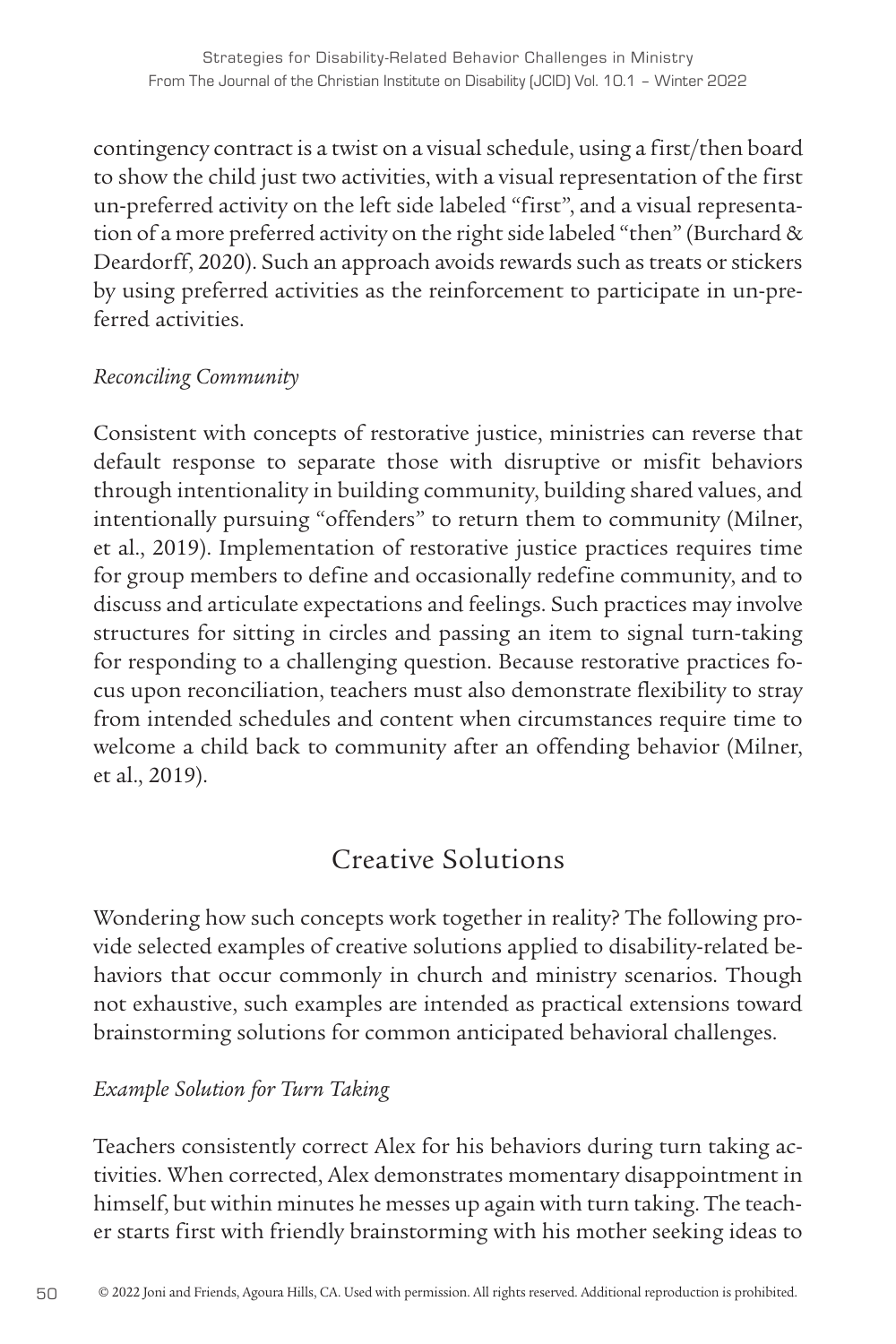contingency contract is a twist on a visual schedule, using a first/then board to show the child just two activities, with a visual representation of the first un-preferred activity on the left side labeled "first", and a visual representation of a more preferred activity on the right side labeled "then" (Burchard & Deardorff, 2020). Such an approach avoids rewards such as treats or stickers by using preferred activities as the reinforcement to participate in un-preferred activities.

*Reconciling Community*

Consistent with concepts of restorative justice, ministries can reverse that default response to separate those with disruptive or misfit behaviors through intentionality in building community, building shared values, and intentionally pursuing "offenders" to return them to community (Milner, et al., 2019). Implementation of restorative justice practices requires time for group members to define and occasionally redefine community, and to discuss and articulate expectations and feelings. Such practices may involve structures for sitting in circles and passing an item to signal turn-taking for responding to a challenging question. Because restorative practices focus upon reconciliation, teachers must also demonstrate flexibility to stray from intended schedules and content when circumstances require time to welcome a child back to community after an offending behavior (Milner, et al., 2019).

## Creative Solutions

Wondering how such concepts work together in reality? The following provide selected examples of creative solutions applied to disability-related behaviors that occur commonly in church and ministry scenarios. Though not exhaustive, such examples are intended as practical extensions toward brainstorming solutions for common anticipated behavioral challenges.

*Example Solution for Turn Taking*

Teachers consistently correct Alex for his behaviors during turn taking activities. When corrected, Alex demonstrates momentary disappointment in himself, but within minutes he messes up again with turn taking. The teacher starts first with friendly brainstorming with his mother seeking ideas to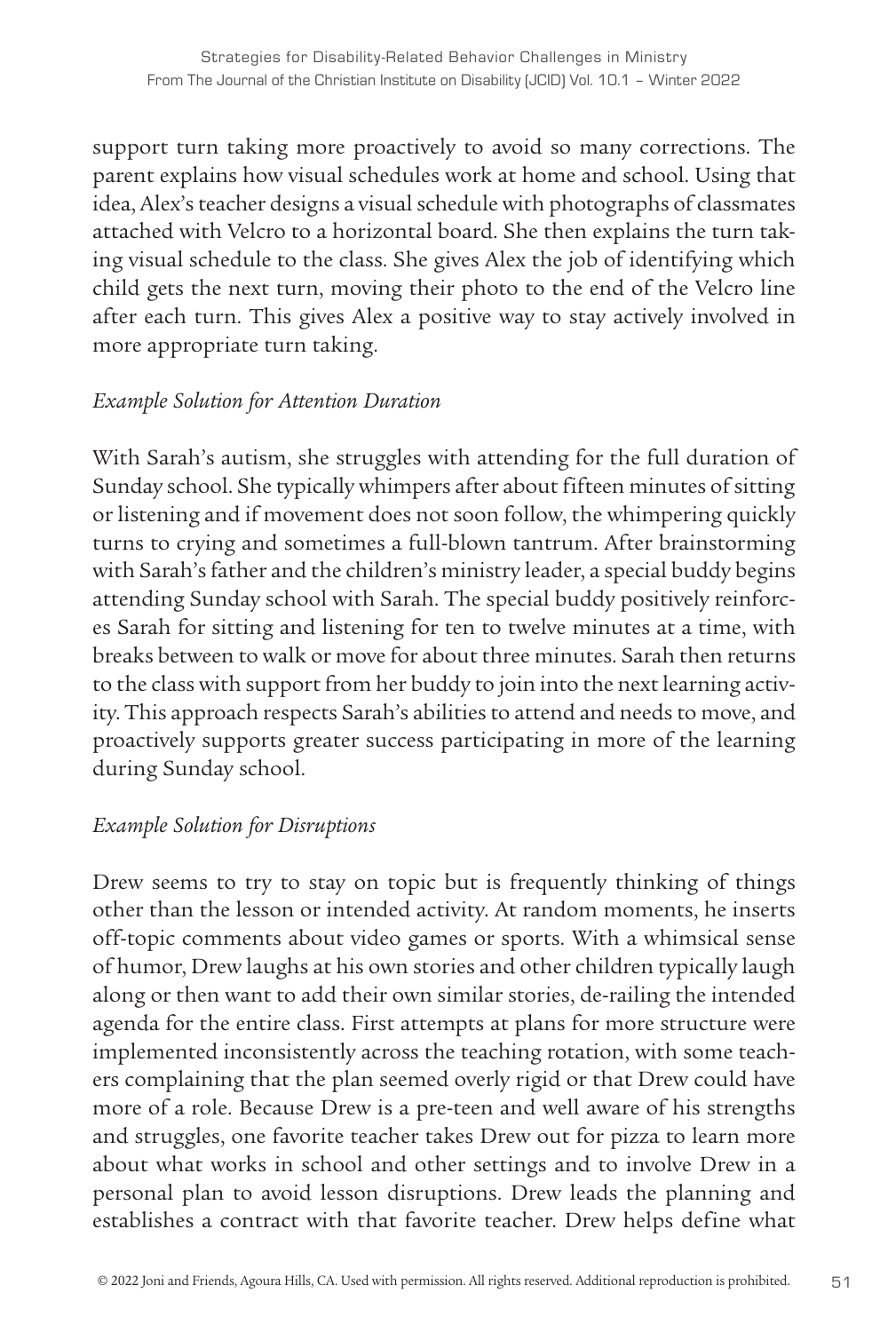support turn taking more proactively to avoid so many corrections. The parent explains how visual schedules work at home and school. Using that idea, Alex's teacher designs a visual schedule with photographs of classmates attached with Velcro to a horizontal board. She then explains the turn taking visual schedule to the class. She gives Alex the job of identifying which child gets the next turn, moving their photo to the end of the Velcro line after each turn. This gives Alex a positive way to stay actively involved in more appropriate turn taking.

*Example Solution for Attention Duration*

With Sarah's autism, she struggles with attending for the full duration of Sunday school. She typically whimpers after about fifteen minutes of sitting or listening and if movement does not soon follow, the whimpering quickly turns to crying and sometimes a full-blown tantrum. After brainstorming with Sarah's father and the children's ministry leader, a special buddy begins attending Sunday school with Sarah. The special buddy positively reinforces Sarah for sitting and listening for ten to twelve minutes at a time, with breaks between to walk or move for about three minutes. Sarah then returns to the class with support from her buddy to join into the next learning activity. This approach respects Sarah's abilities to attend and needs to move, and proactively supports greater success participating in more of the learning during Sunday school.

*Example Solution for Disruptions*

Drew seems to try to stay on topic but is frequently thinking of things other than the lesson or intended activity. At random moments, he inserts off-topic comments about video games or sports. With a whimsical sense of humor, Drew laughs at his own stories and other children typically laugh along or then want to add their own similar stories, de-railing the intended agenda for the entire class. First attempts at plans for more structure were implemented inconsistently across the teaching rotation, with some teachers complaining that the plan seemed overly rigid or that Drew could have more of a role. Because Drew is a pre-teen and well aware of his strengths and struggles, one favorite teacher takes Drew out for pizza to learn more about what works in school and other settings and to involve Drew in a personal plan to avoid lesson disruptions. Drew leads the planning and establishes a contract with that favorite teacher. Drew helps define what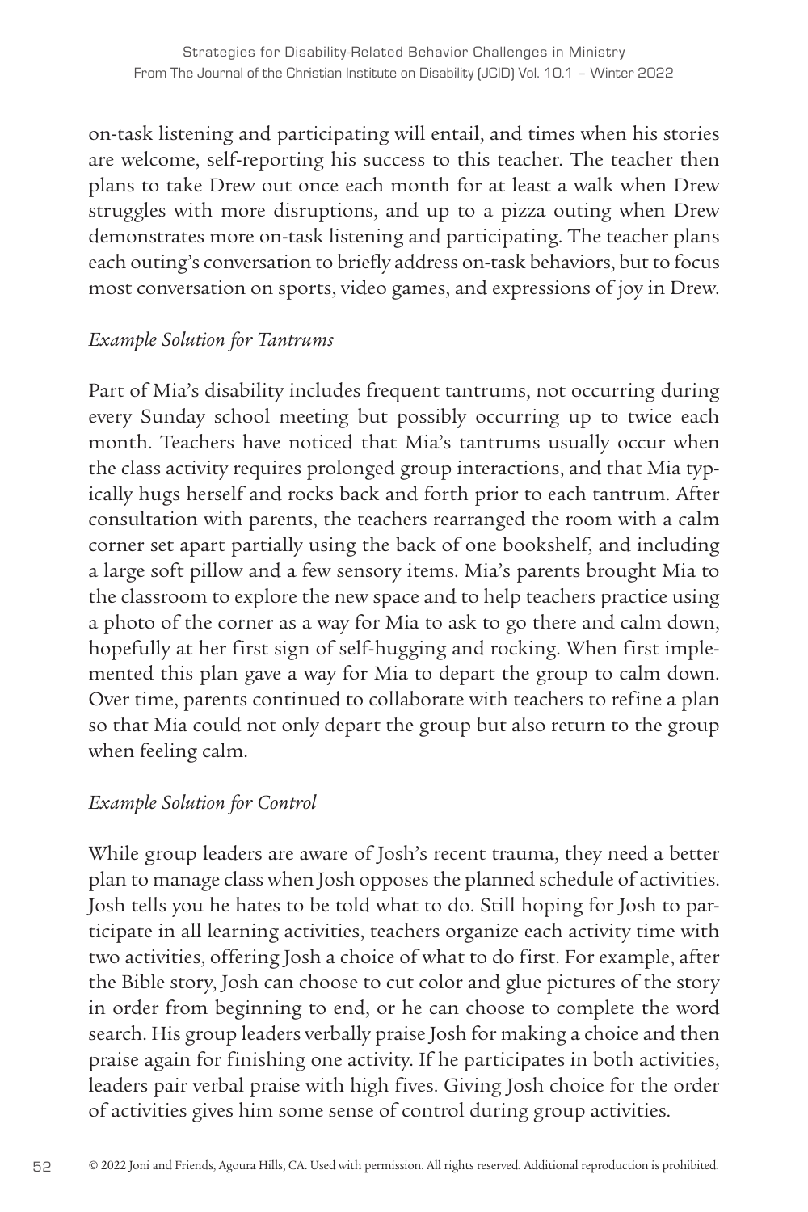on-task listening and participating will entail, and times when his stories are welcome, self-reporting his success to this teacher. The teacher then plans to take Drew out once each month for at least a walk when Drew struggles with more disruptions, and up to a pizza outing when Drew demonstrates more on-task listening and participating. The teacher plans each outing's conversation to briefly address on-task behaviors, but to focus most conversation on sports, video games, and expressions of joy in Drew.

*Example Solution for Tantrums*

Part of Mia's disability includes frequent tantrums, not occurring during every Sunday school meeting but possibly occurring up to twice each month. Teachers have noticed that Mia's tantrums usually occur when the class activity requires prolonged group interactions, and that Mia typically hugs herself and rocks back and forth prior to each tantrum. After consultation with parents, the teachers rearranged the room with a calm corner set apart partially using the back of one bookshelf, and including a large soft pillow and a few sensory items. Mia's parents brought Mia to the classroom to explore the new space and to help teachers practice using a photo of the corner as a way for Mia to ask to go there and calm down, hopefully at her first sign of self-hugging and rocking. When first implemented this plan gave a way for Mia to depart the group to calm down. Over time, parents continued to collaborate with teachers to refine a plan so that Mia could not only depart the group but also return to the group when feeling calm.

*Example Solution for Control*

While group leaders are aware of Josh's recent trauma, they need a better plan to manage class when Josh opposes the planned schedule of activities. Josh tells you he hates to be told what to do. Still hoping for Josh to participate in all learning activities, teachers organize each activity time with two activities, offering Josh a choice of what to do first. For example, after the Bible story, Josh can choose to cut color and glue pictures of the story in order from beginning to end, or he can choose to complete the word search. His group leaders verbally praise Josh for making a choice and then praise again for finishing one activity. If he participates in both activities, leaders pair verbal praise with high fives. Giving Josh choice for the order of activities gives him some sense of control during group activities.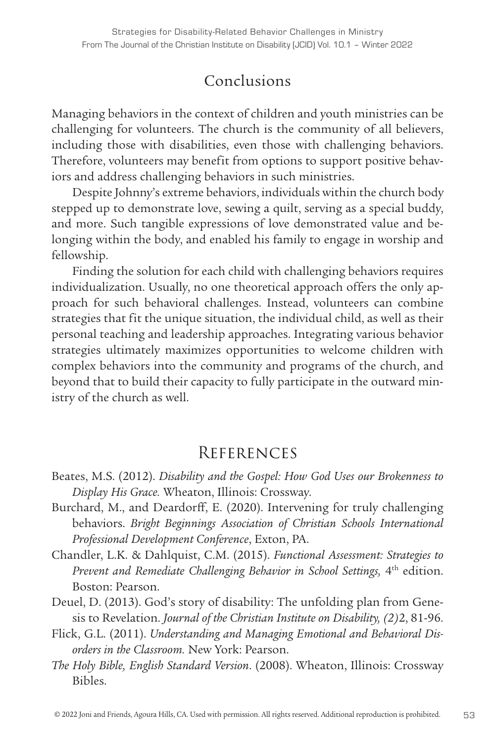## Conclusions

Managing behaviors in the context of children and youth ministries can be challenging for volunteers. The church is the community of all believers, including those with disabilities, even those with challenging behaviors. Therefore, volunteers may benefit from options to support positive behaviors and address challenging behaviors in such ministries.

Despite Johnny's extreme behaviors, individuals within the church body stepped up to demonstrate love, sewing a quilt, serving as a special buddy, and more. Such tangible expressions of love demonstrated value and belonging within the body, and enabled his family to engage in worship and fellowship.

Finding the solution for each child with challenging behaviors requires individualization. Usually, no one theoretical approach offers the only approach for such behavioral challenges. Instead, volunteers can combine strategies that fit the unique situation, the individual child, as well as their personal teaching and leadership approaches. Integrating various behavior strategies ultimately maximizes opportunities to welcome children with complex behaviors into the community and programs of the church, and beyond that to build their capacity to fully participate in the outward ministry of the church as well.

## References

Beates, M.S. (2012). *Disability and the Gospel: How God Uses our Brokenness to Display His Grace.* Wheaton, Illinois: Crossway.

Burchard, M., and Deardorff, E. (2020). Intervening for truly challenging behaviors. *Bright Beginnings Association of Christian Schools International Professional Development Conference*, Exton, PA.

Chandler, L.K. & Dahlquist, C.M. (2015). *Functional Assessment: Strategies to Prevent and Remediate Challenging Behavior in School Settings,* 4th edition. Boston: Pearson.

Deuel, D. (2013). God's story of disability: The unfolding plan from Genesis to Revelation. *Journal of the Christian Institute on Disability, (2)*2, 81-96.

Flick, G.L. (2011). *Understanding and Managing Emotional and Behavioral Disorders in the Classroom.* New York: Pearson.

*The Holy Bible, English Standard Version*. (2008). Wheaton, Illinois: Crossway Bibles.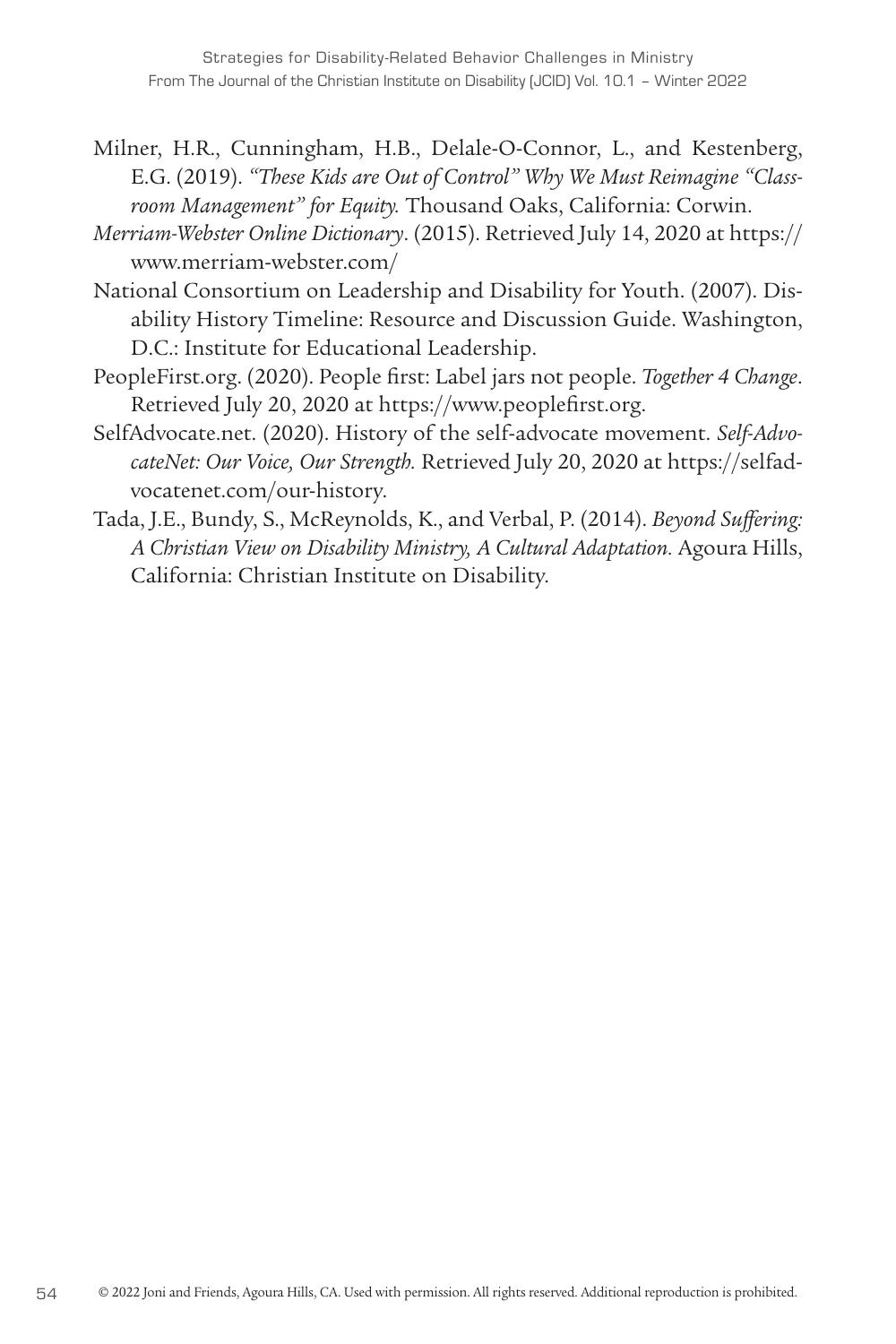Milner, H.R., Cunningham, H.B., Delale-O-Connor, L., and Kestenberg, E.G. (2019). *"These Kids are Out of Control" Why We Must Reimagine "Classroom Management" for Equity.* Thousand Oaks, California: Corwin.

*Merriam-Webster Online Dictionary*. (2015). Retrieved July 14, 2020 at https://www.merriam-webster.com/

National Consortium on Leadership and Disability for Youth. (2007). Disability History Timeline: Resource and Discussion Guide. Washington, D.C.: Institute for Educational Leadership.

PeopleFirst.org. (2020). People first: Label jars not people. *Together 4 Change*. Retrieved July 20, 2020 at https://www.peoplefirst.org.

SelfAdvocate.net. (2020). History of the self-advocate movement. *Self-AdvocateNet: Our Voice, Our Strength.* Retrieved July 20, 2020 at https://selfadvocatenet.com/our-history.

Tada, J.E., Bundy, S., McReynolds, K., and Verbal, P. (2014). *Beyond Suffering: A Christian View on Disability Ministry, A Cultural Adaptation.* Agoura Hills, California: Christian Institute on Disability.

© 2022 Joni and Friends, Agoura Hills, CA. Used with permission. All rights reserved. Additional reproduction is prohibited.